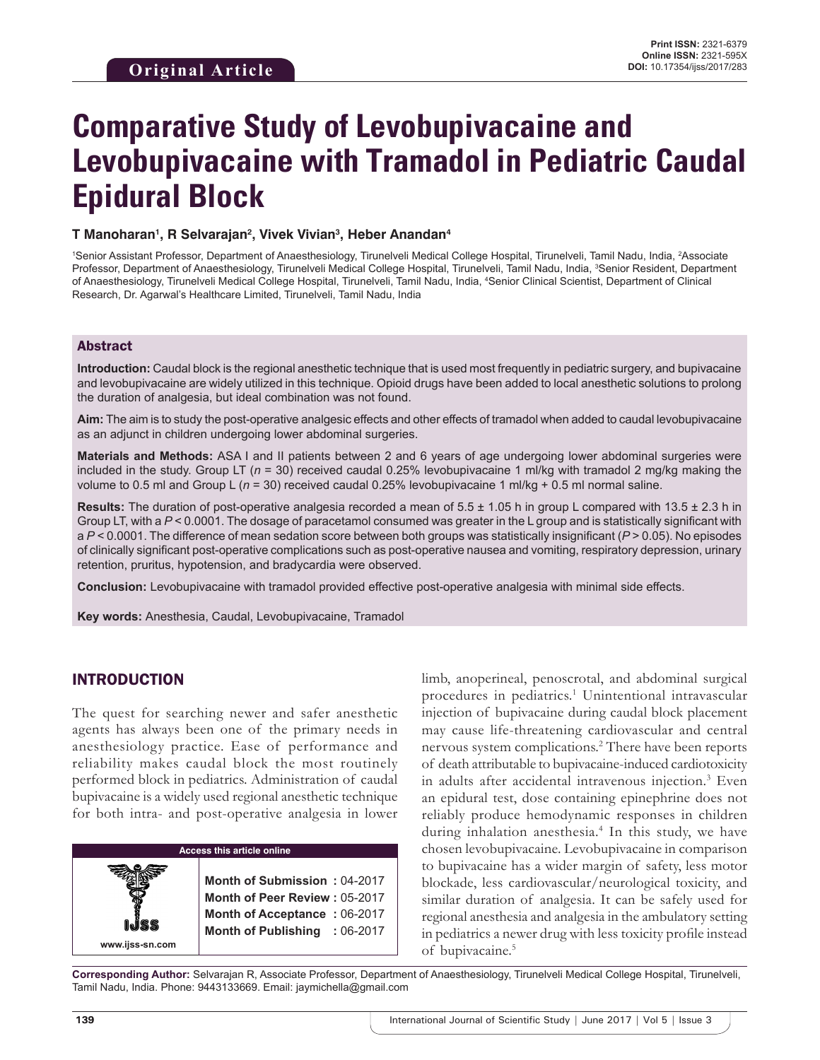Original Article

**Print ISSN:** 2321-6379
**Online ISSN:** 2321-595X
**DOI:** 10.17354/ijss/2017/283

# Comparative Study of Levobupivacaine and Levobupivacaine with Tramadol in Pediatric Caudal Epidural Block

**T Manoharan[1], R Selvarajan[2], Vivek Vivian[3], Heber Anandan[4]**

[1]Senior Assistant Professor, Department of Anaesthesiology, Tirunelveli Medical College Hospital, Tirunelveli, Tamil Nadu, India, [2]Associate Professor, Department of Anaesthesiology, Tirunelveli Medical College Hospital, Tirunelveli, Tamil Nadu, India, [3]Senior Resident, Department of Anaesthesiology, Tirunelveli Medical College Hospital, Tirunelveli, Tamil Nadu, India, [4]Senior Clinical Scientist, Department of Clinical Research, Dr. Agarwal's Healthcare Limited, Tirunelveli, Tamil Nadu, India

## Abstract

**Introduction:** Caudal block is the regional anesthetic technique that is used most frequently in pediatric surgery, and bupivacaine and levobupivacaine are widely utilized in this technique. Opioid drugs have been added to local anesthetic solutions to prolong the duration of analgesia, but ideal combination was not found.

**Aim:** The aim is to study the post-operative analgesic effects and other effects of tramadol when added to caudal levobupivacaine as an adjunct in children undergoing lower abdominal surgeries.

**Materials and Methods:** ASA I and II patients between 2 and 6 years of age undergoing lower abdominal surgeries were included in the study. Group LT ($n$ = 30) received caudal 0.25% levobupivacaine 1 ml/kg with tramadol 2 mg/kg making the volume to 0.5 ml and Group L ($n$ = 30) received caudal 0.25% levobupivacaine 1 ml/kg + 0.5 ml normal saline.

**Results:** The duration of post-operative analgesia recorded a mean of 5.5 ± 1.05 h in group L compared with 13.5 ± 2.3 h in Group LT, with a $P$ < 0.0001. The dosage of paracetamol consumed was greater in the L group and is statistically significant with a $P$ < 0.0001. The difference of mean sedation score between both groups was statistically insignificant ($P$ > 0.05). No episodes of clinically significant post-operative complications such as post-operative nausea and vomiting, respiratory depression, urinary retention, pruritus, hypotension, and bradycardia were observed.

**Conclusion:** Levobupivacaine with tramadol provided effective post-operative analgesia with minimal side effects.

**Key words:** Anesthesia, Caudal, Levobupivacaine, Tramadol

## INTRODUCTION

The quest for searching newer and safer anesthetic agents has always been one of the primary needs in anesthesiology practice. Ease of performance and reliability makes caudal block the most routinely performed block in pediatrics. Administration of caudal bupivacaine is a widely used regional anesthetic technique for both intra- and post-operative analgesia in lower limb, anoperineal, penoscrotal, and abdominal surgical procedures in pediatrics.[1] Unintentional intravascular injection of bupivacaine during caudal block placement may cause life-threatening cardiovascular and central nervous system complications.[2] There have been reports of death attributable to bupivacaine-induced cardiotoxicity in adults after accidental intravenous injection.[3] Even an epidural test, dose containing epinephrine does not reliably produce hemodynamic responses in children during inhalation anesthesia.[4] In this study, we have chosen levobupivacaine. Levobupivacaine in comparison to bupivacaine has a wider margin of safety, less motor blockade, less cardiovascular/neurological toxicity, and similar duration of analgesia. It can be safely used for regional anesthesia and analgesia in the ambulatory setting in pediatrics a newer drug with less toxicity profile instead of bupivacaine.[5]

| Access this article online | |
|---|---|
| www.ijss-sn.com | **Month of Submission :** 04-2017<br>**Month of Peer Review :** 05-2017<br>**Month of Acceptance :** 06-2017<br>**Month of Publishing :** 06-2017 |

**Corresponding Author:** Selvarajan R, Associate Professor, Department of Anaesthesiology, Tirunelveli Medical College Hospital, Tirunelveli, Tamil Nadu, India. Phone: 9443133669. Email: jaymichella@gmail.com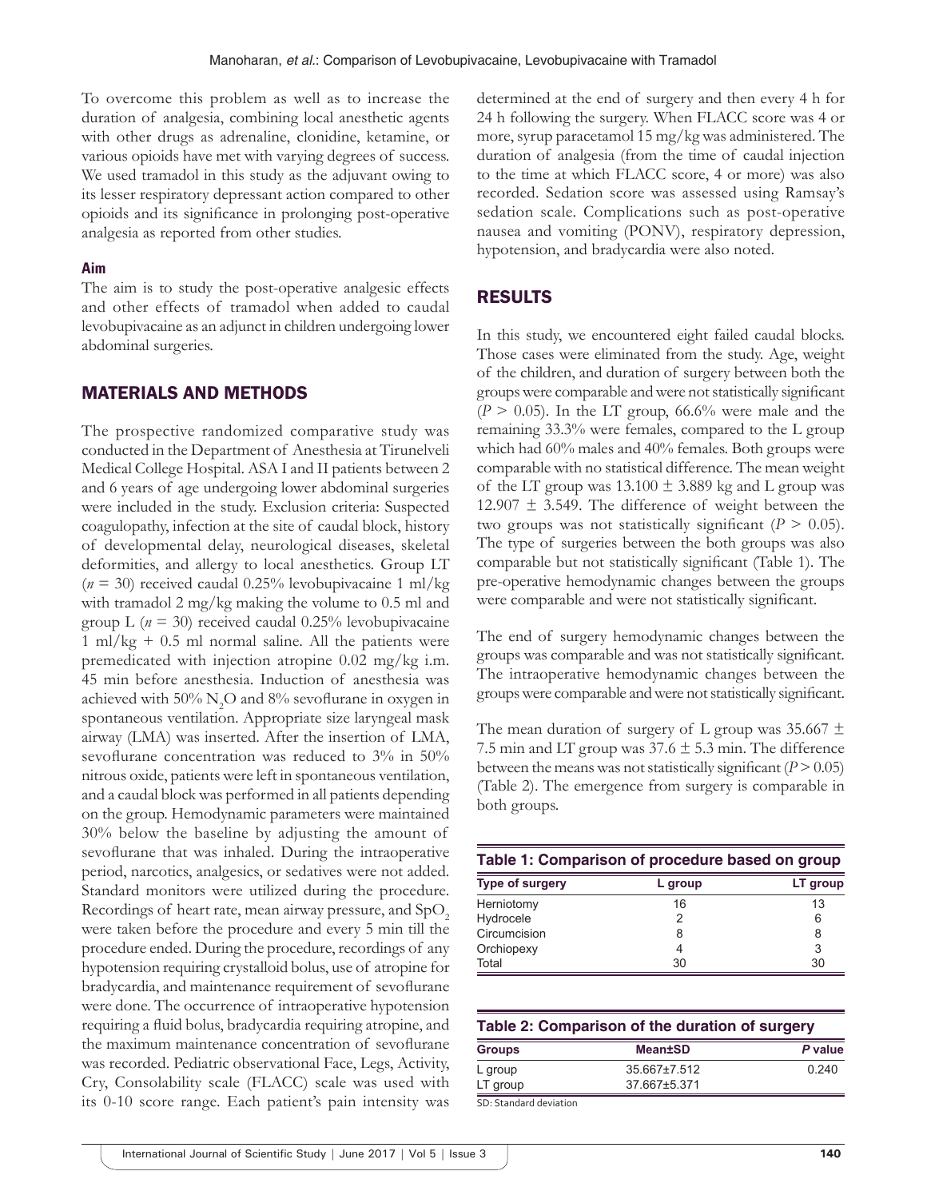To overcome this problem as well as to increase the duration of analgesia, combining local anesthetic agents with other drugs as adrenaline, clonidine, ketamine, or various opioids have met with varying degrees of success. We used tramadol in this study as the adjuvant owing to its lesser respiratory depressant action compared to other opioids and its significance in prolonging post-operative analgesia as reported from other studies.

### Aim

The aim is to study the post-operative analgesic effects and other effects of tramadol when added to caudal levobupivacaine as an adjunct in children undergoing lower abdominal surgeries.

## MATERIALS AND METHODS

The prospective randomized comparative study was conducted in the Department of Anesthesia at Tirunelveli Medical College Hospital. ASA I and II patients between 2 and 6 years of age undergoing lower abdominal surgeries were included in the study. Exclusion criteria: Suspected coagulopathy, infection at the site of caudal block, history of developmental delay, neurological diseases, skeletal deformities, and allergy to local anesthetics. Group LT ($n = 30$) received caudal 0.25% levobupivacaine 1 ml/kg with tramadol 2 mg/kg making the volume to 0.5 ml and group L ($n = 30$) received caudal 0.25% levobupivacaine 1 ml/kg + 0.5 ml normal saline. All the patients were premedicated with injection atropine 0.02 mg/kg i.m. 45 min before anesthesia. Induction of anesthesia was achieved with 50% $N_2O$ and 8% sevoflurane in oxygen in spontaneous ventilation. Appropriate size laryngeal mask airway (LMA) was inserted. After the insertion of LMA, sevoflurane concentration was reduced to 3% in 50% nitrous oxide, patients were left in spontaneous ventilation, and a caudal block was performed in all patients depending on the group. Hemodynamic parameters were maintained 30% below the baseline by adjusting the amount of sevoflurane that was inhaled. During the intraoperative period, narcotics, analgesics, or sedatives were not added. Standard monitors were utilized during the procedure. Recordings of heart rate, mean airway pressure, and $SpO_2$ were taken before the procedure and every 5 min till the procedure ended. During the procedure, recordings of any hypotension requiring crystalloid bolus, use of atropine for bradycardia, and maintenance requirement of sevoflurane were done. The occurrence of intraoperative hypotension requiring a fluid bolus, bradycardia requiring atropine, and the maximum maintenance concentration of sevoflurane was recorded. Pediatric observational Face, Legs, Activity, Cry, Consolability scale (FLACC) scale was used with its 0-10 score range. Each patient's pain intensity was determined at the end of surgery and then every 4 h for 24 h following the surgery. When FLACC score was 4 or more, syrup paracetamol 15 mg/kg was administered. The duration of analgesia (from the time of caudal injection to the time at which FLACC score, 4 or more) was also recorded. Sedation score was assessed using Ramsay's sedation scale. Complications such as post-operative nausea and vomiting (PONV), respiratory depression, hypotension, and bradycardia were also noted.

## RESULTS

In this study, we encountered eight failed caudal blocks. Those cases were eliminated from the study. Age, weight of the children, and duration of surgery between both the groups were comparable and were not statistically significant ($P > 0.05$). In the LT group, 66.6% were male and the remaining 33.3% were females, compared to the L group which had 60% males and 40% females. Both groups were comparable with no statistical difference. The mean weight of the LT group was $13.100 \pm 3.889$ kg and L group was $12.907 \pm 3.549$. The difference of weight between the two groups was not statistically significant ($P > 0.05$). The type of surgeries between the both groups was also comparable but not statistically significant (Table 1). The pre-operative hemodynamic changes between the groups were comparable and were not statistically significant.

The end of surgery hemodynamic changes between the groups was comparable and was not statistically significant. The intraoperative hemodynamic changes between the groups were comparable and were not statistically significant.

The mean duration of surgery of L group was $35.667 \pm 7.5$ min and LT group was $37.6 \pm 5.3$ min. The difference between the means was not statistically significant ($P > 0.05$) (Table 2). The emergence from surgery is comparable in both groups.

**Table 1: Comparison of procedure based on group**

| Type of surgery | L group | LT group |
|---|---|---|
| Herniotomy | 16 | 13 |
| Hydrocele | 2 | 6 |
| Circumcision | 8 | 8 |
| Orchiopexy | 4 | 3 |
| Total | 30 | 30 |

**Table 2: Comparison of the duration of surgery**

| Groups | Mean±SD | *P* value |
|---|---|---|
| L group | 35.667±7.512 | 0.240 |
| LT group | 37.667±5.371 | |

SD: Standard deviation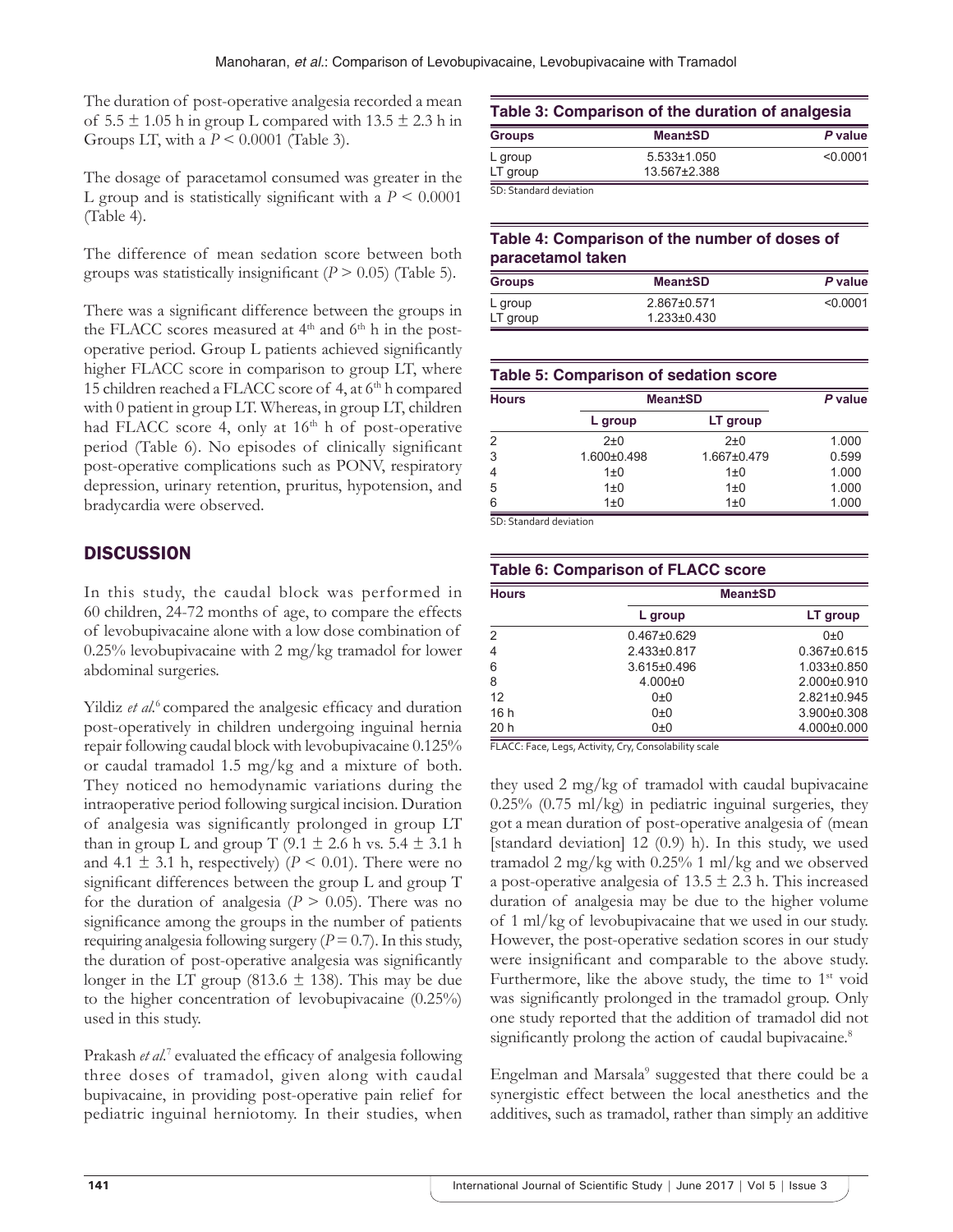The duration of post-operative analgesia recorded a mean of 5.5 ± 1.05 h in group L compared with 13.5 ± 2.3 h in Groups LT, with a $P < 0.0001$ (Table 3).

The dosage of paracetamol consumed was greater in the L group and is statistically significant with a $P < 0.0001$ (Table 4).

The difference of mean sedation score between both groups was statistically insignificant ($P > 0.05$) (Table 5).

There was a significant difference between the groups in the FLACC scores measured at 4th and 6th h in the post-operative period. Group L patients achieved significantly higher FLACC score in comparison to group LT, where 15 children reached a FLACC score of 4, at 6th h compared with 0 patient in group LT. Whereas, in group LT, children had FLACC score 4, only at 16th h of post-operative period (Table 6). No episodes of clinically significant post-operative complications such as PONV, respiratory depression, urinary retention, pruritus, hypotension, and bradycardia were observed.

**Table 3: Comparison of the duration of analgesia**

| Groups | Mean±SD | *P* value |
|---|---|---|
| L group | 5.533±1.050 | <0.0001 |
| LT group | 13.567±2.388 | |

SD: Standard deviation

**Table 4: Comparison of the number of doses of paracetamol taken**

| Groups | Mean±SD | *P* value |
|---|---|---|
| L group | 2.867±0.571 | <0.0001 |
| LT group | 1.233±0.430 | |

**Table 5: Comparison of sedation score**

| Hours | Mean±SD | | *P* value |
|---|---|---|---|
| | L group | LT group | |
| 2 | 2±0 | 2±0 | 1.000 |
| 3 | 1.600±0.498 | 1.667±0.479 | 0.599 |
| 4 | 1±0 | 1±0 | 1.000 |
| 5 | 1±0 | 1±0 | 1.000 |
| 6 | 1±0 | 1±0 | 1.000 |

SD: Standard deviation

**Table 6: Comparison of FLACC score**

| Hours | Mean±SD | |
|---|---|---|
| | L group | LT group |
| 2 | 0.467±0.629 | 0±0 |
| 4 | 2.433±0.817 | 0.367±0.615 |
| 6 | 3.615±0.496 | 1.033±0.850 |
| 8 | 4.000±0 | 2.000±0.910 |
| 12 | 0±0 | 2.821±0.945 |
| 16 h | 0±0 | 3.900±0.308 |
| 20 h | 0±0 | 4.000±0.000 |

FLACC: Face, Legs, Activity, Cry, Consolability scale

## DISCUSSION

In this study, the caudal block was performed in 60 children, 24-72 months of age, to compare the effects of levobupivacaine alone with a low dose combination of 0.25% levobupivacaine with 2 mg/kg tramadol for lower abdominal surgeries.

Yildiz *et al.*[6] compared the analgesic efficacy and duration post-operatively in children undergoing inguinal hernia repair following caudal block with levobupivacaine 0.125% or caudal tramadol 1.5 mg/kg and a mixture of both. They noticed no hemodynamic variations during the intraoperative period following surgical incision. Duration of analgesia was significantly prolonged in group LT than in group L and group T (9.1 ± 2.6 h vs. 5.4 ± 3.1 h and 4.1 ± 3.1 h, respectively) ($P < 0.01$). There were no significant differences between the group L and group T for the duration of analgesia ($P > 0.05$). There was no significance among the groups in the number of patients requiring analgesia following surgery ($P = 0.7$). In this study, the duration of post-operative analgesia was significantly longer in the LT group (813.6 ± 138). This may be due to the higher concentration of levobupivacaine (0.25%) used in this study.

Prakash *et al.*[7] evaluated the efficacy of analgesia following three doses of tramadol, given along with caudal bupivacaine, in providing post-operative pain relief for pediatric inguinal herniotomy. In their studies, when they used 2 mg/kg of tramadol with caudal bupivacaine 0.25% (0.75 ml/kg) in pediatric inguinal surgeries, they got a mean duration of post-operative analgesia of (mean [standard deviation] 12 (0.9) h). In this study, we used tramadol 2 mg/kg with 0.25% 1 ml/kg and we observed a post-operative analgesia of 13.5 ± 2.3 h. This increased duration of analgesia may be due to the higher volume of 1 ml/kg of levobupivacaine that we used in our study. However, the post-operative sedation scores in our study were insignificant and comparable to the above study. Furthermore, like the above study, the time to 1st void was significantly prolonged in the tramadol group. Only one study reported that the addition of tramadol did not significantly prolong the action of caudal bupivacaine.[8]

Engelman and Marsala[9] suggested that there could be a synergistic effect between the local anesthetics and the additives, such as tramadol, rather than simply an additive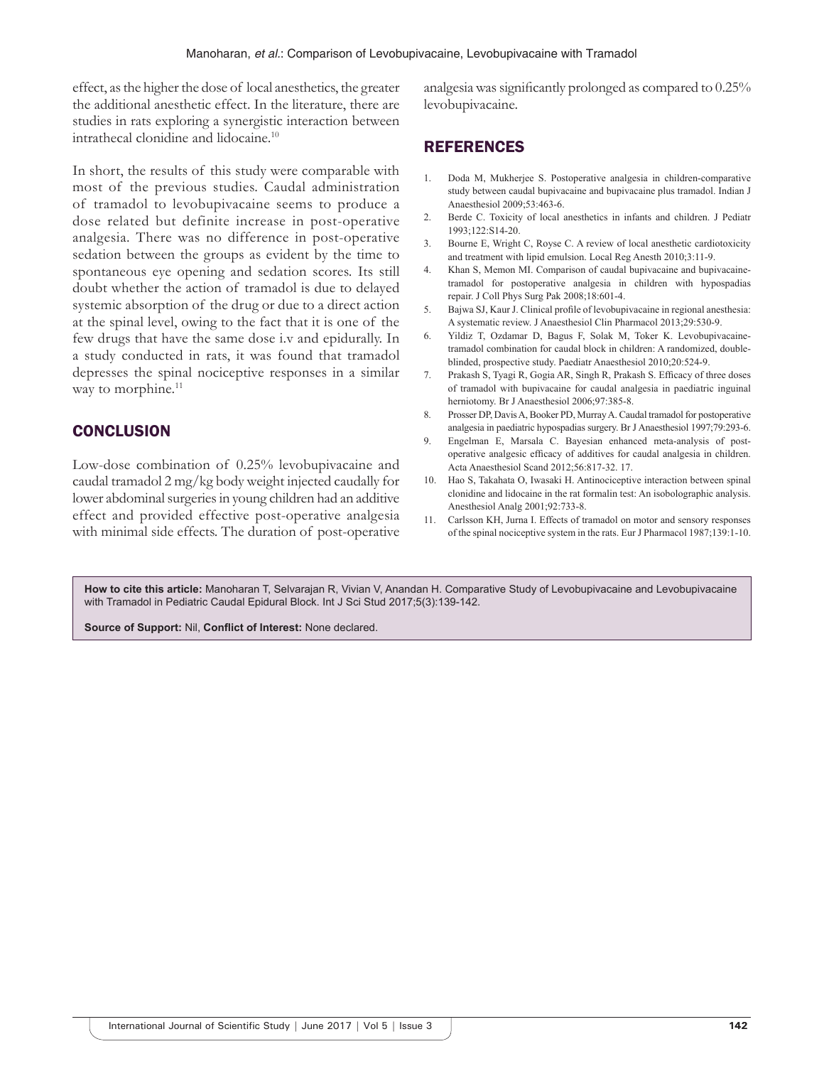effect, as the higher the dose of local anesthetics, the greater the additional anesthetic effect. In the literature, there are studies in rats exploring a synergistic interaction between intrathecal clonidine and lidocaine.[10]

In short, the results of this study were comparable with most of the previous studies. Caudal administration of tramadol to levobupivacaine seems to produce a dose related but definite increase in post-operative analgesia. There was no difference in post-operative sedation between the groups as evident by the time to spontaneous eye opening and sedation scores. Its still doubt whether the action of tramadol is due to delayed systemic absorption of the drug or due to a direct action at the spinal level, owing to the fact that it is one of the few drugs that have the same dose i.v and epidurally. In a study conducted in rats, it was found that tramadol depresses the spinal nociceptive responses in a similar way to morphine.[11]

## CONCLUSION

Low-dose combination of 0.25% levobupivacaine and caudal tramadol 2 mg/kg body weight injected caudally for lower abdominal surgeries in young children had an additive effect and provided effective post-operative analgesia with minimal side effects. The duration of post-operative analgesia was significantly prolonged as compared to 0.25% levobupivacaine.

## REFERENCES

1. Doda M, Mukherjee S. Postoperative analgesia in children-comparative study between caudal bupivacaine and bupivacaine plus tramadol. Indian J Anaesthesiol 2009;53:463-6.
2. Berde C. Toxicity of local anesthetics in infants and children. J Pediatr 1993;122:S14-20.
3. Bourne E, Wright C, Royse C. A review of local anesthetic cardiotoxicity and treatment with lipid emulsion. Local Reg Anesth 2010;3:11-9.
4. Khan S, Memon MI. Comparison of caudal bupivacaine and bupivacaine-tramadol for postoperative analgesia in children with hypospadias repair. J Coll Phys Surg Pak 2008;18:601-4.
5. Bajwa SJ, Kaur J. Clinical profile of levobupivacaine in regional anesthesia: A systematic review. J Anaesthesiol Clin Pharmacol 2013;29:530-9.
6. Yildiz T, Ozdamar D, Bagus F, Solak M, Toker K. Levobupivacaine-tramadol combination for caudal block in children: A randomized, double-blinded, prospective study. Paediatr Anaesthesiol 2010;20:524-9.
7. Prakash S, Tyagi R, Gogia AR, Singh R, Prakash S. Efficacy of three doses of tramadol with bupivacaine for caudal analgesia in paediatric inguinal herniotomy. Br J Anaesthesiol 2006;97:385-8.
8. Prosser DP, Davis A, Booker PD, Murray A. Caudal tramadol for postoperative analgesia in paediatric hypospadias surgery. Br J Anaesthesiol 1997;79:293-6.
9. Engelman E, Marsala C. Bayesian enhanced meta-analysis of post-operative analgesic efficacy of additives for caudal analgesia in children. Acta Anaesthesiol Scand 2012;56:817-32. 17.
10. Hao S, Takahata O, Iwasaki H. Antinociceptive interaction between spinal clonidine and lidocaine in the rat formalin test: An isobolographic analysis. Anesthesiol Analg 2001;92:733-8.
11. Carlsson KH, Jurna I. Effects of tramadol on motor and sensory responses of the spinal nociceptive system in the rats. Eur J Pharmacol 1987;139:1-10.

**How to cite this article:** Manoharan T, Selvarajan R, Vivian V, Anandan H. Comparative Study of Levobupivacaine and Levobupivacaine with Tramadol in Pediatric Caudal Epidural Block. Int J Sci Stud 2017;5(3):139-142.

**Source of Support:** Nil, **Conflict of Interest:** None declared.